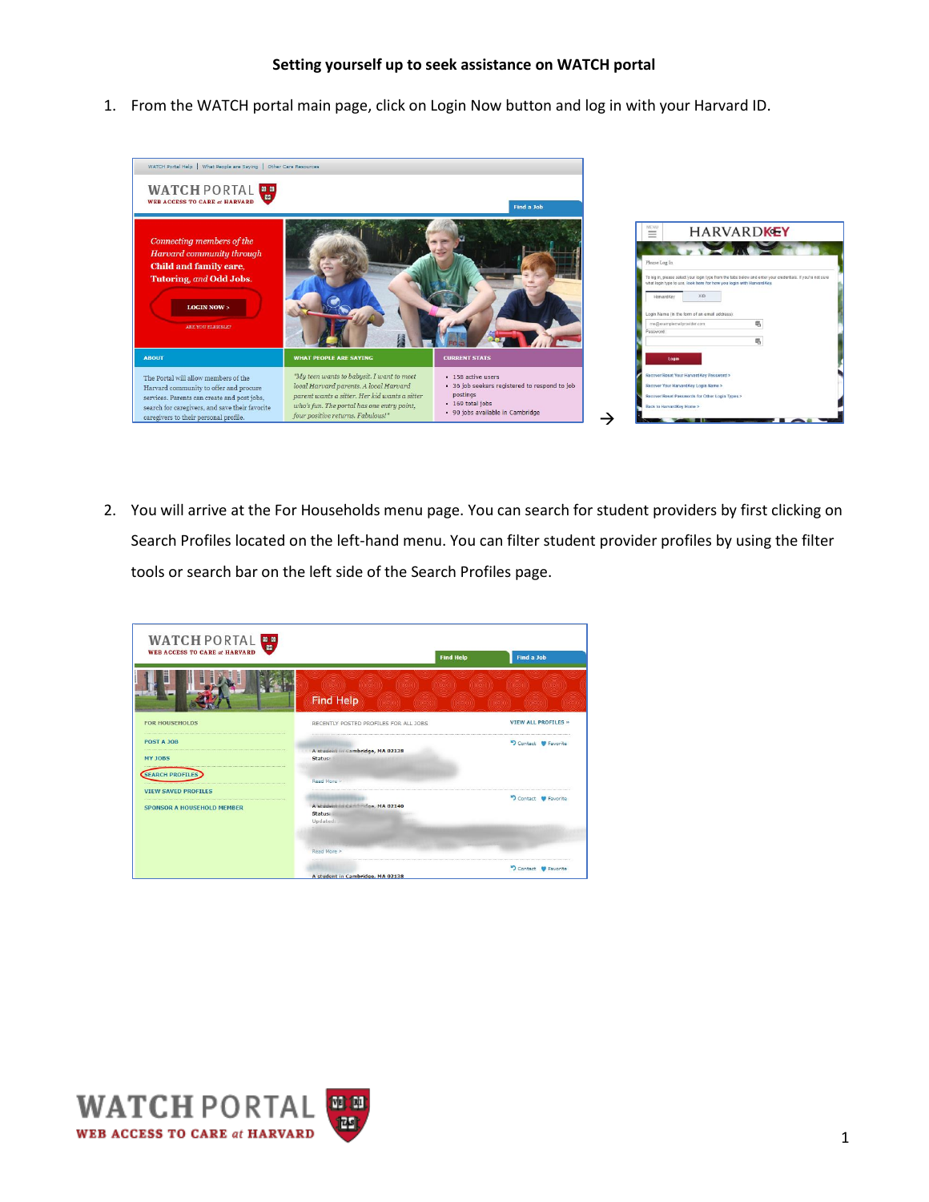**Setting yourself up to seek assistance on WATCH portal**

1. From the WATCH portal main page, click on Login Now button and log in with your Harvard ID.

2. You will arrive at the For Households menu page. You can search for student providers by first clicking on Search Profiles located on the left-hand menu. You can filter student provider profiles by using the filter tools or search bar on the left side of the Search Profiles page.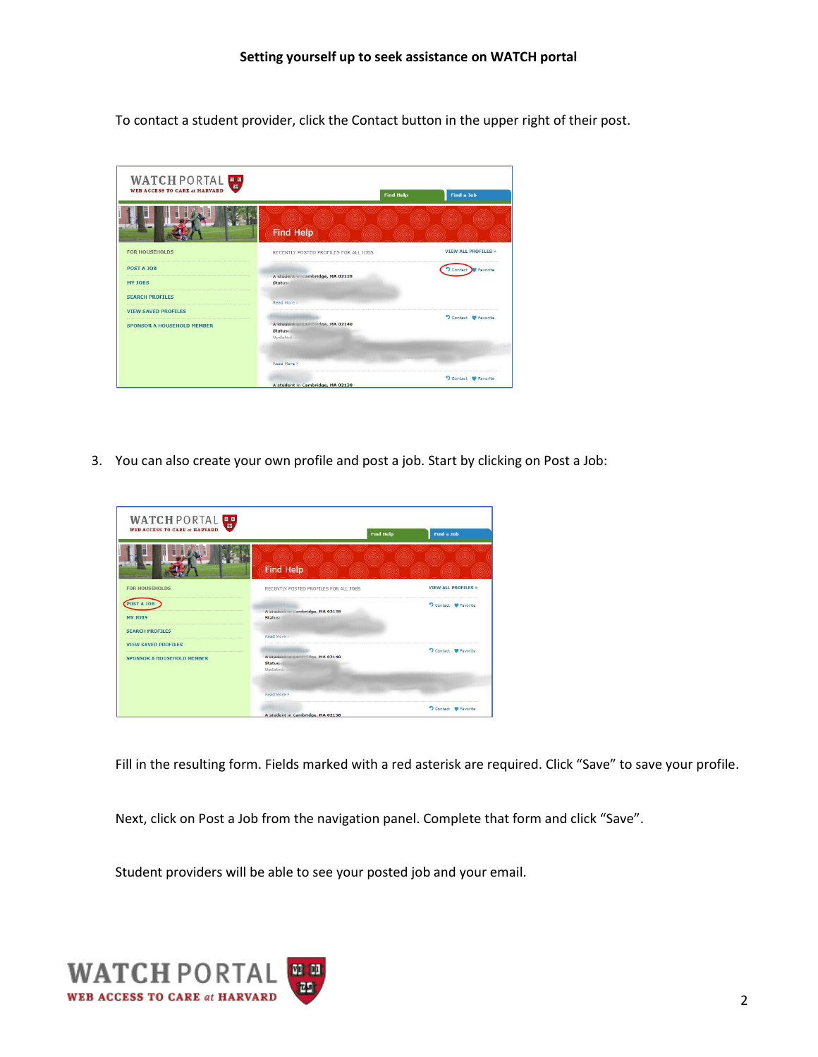**Setting yourself up to seek assistance on WATCH portal**

To contact a student provider, click the Contact button in the upper right of their post.

3. You can also create your own profile and post a job. Start by clicking on Post a Job:

Fill in the resulting form. Fields marked with a red asterisk are required. Click “Save” to save your profile.

Next, click on Post a Job from the navigation panel. Complete that form and click “Save”.

Student providers will be able to see your posted job and your email.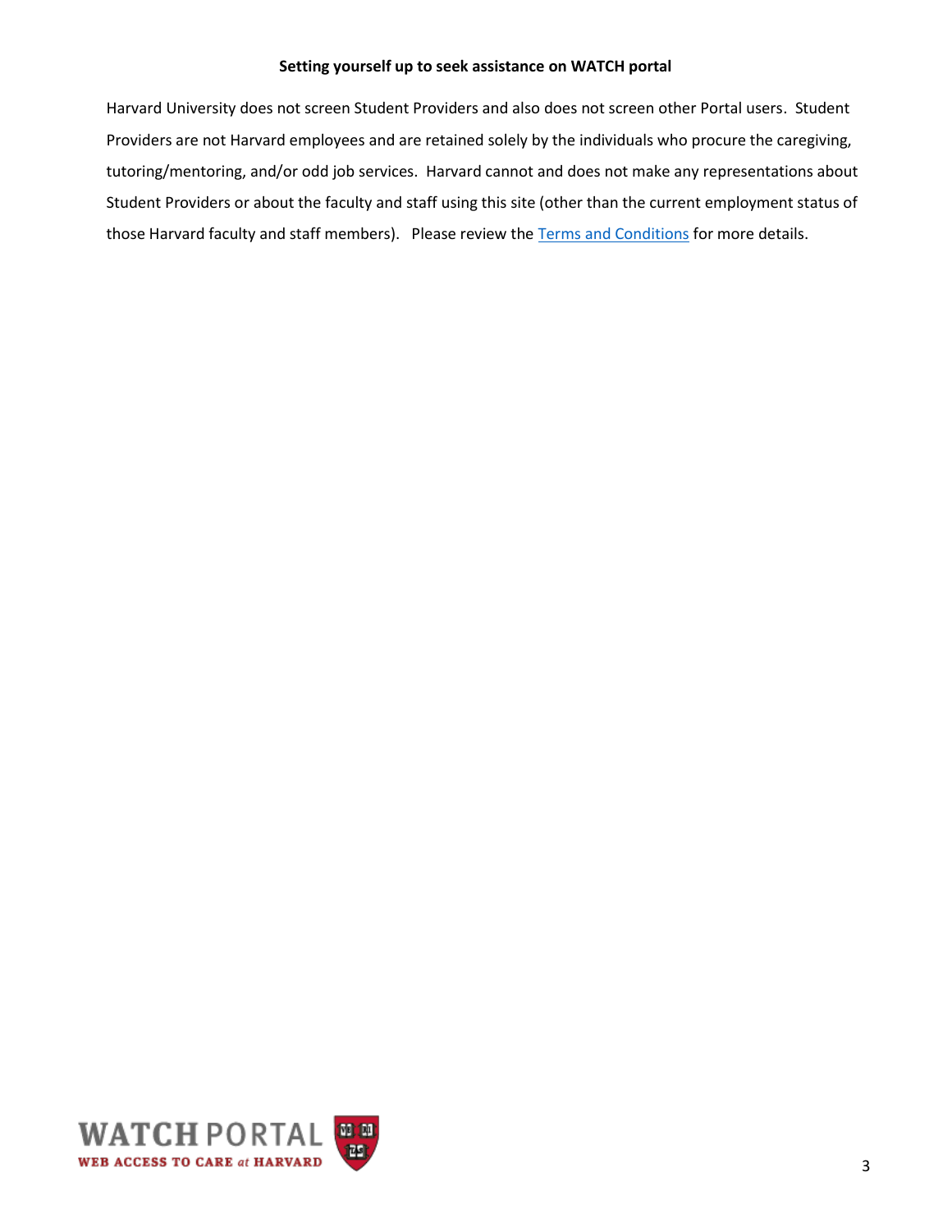**Setting yourself up to seek assistance on WATCH portal**

Harvard University does not screen Student Providers and also does not screen other Portal users. Student Providers are not Harvard employees and are retained solely by the individuals who procure the caregiving, tutoring/mentoring, and/or odd job services. Harvard cannot and does not make any representations about Student Providers or about the faculty and staff using this site (other than the current employment status of those Harvard faculty and staff members). Please review the Terms and Conditions for more details.